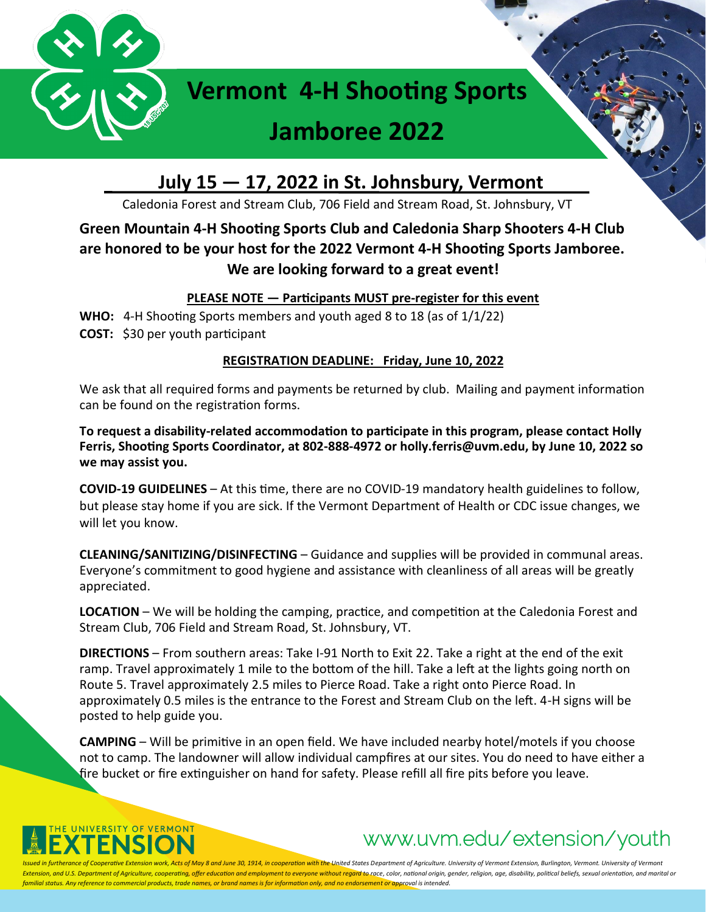# Vermont 4-H Shooting Sports Jamboree 2022

## July 15 — 17, 2022 in St. Johnsbury, Vermont

Caledonia Forest and Stream Club, 706 Field and Stream Road, St. Johnsbury, VT

**Green Mountain 4-H Shooting Sports Club and Caledonia Sharp Shooters 4-H Club are honored to be your host for the 2022 Vermont 4-H Shooting Sports Jamboree. We are looking forward to a great event!**

**PLEASE NOTE — Participants MUST pre-register for this event**

**WHO:** 4-H Shooting Sports members and youth aged 8 to 18 (as of 1/1/22)
**COST:** $30 per youth participant

**REGISTRATION DEADLINE: Friday, June 10, 2022**

We ask that all required forms and payments be returned by club. Mailing and payment information can be found on the registration forms.

**To request a disability-related accommodation to participate in this program, please contact Holly Ferris, Shooting Sports Coordinator, at 802-888-4972 or holly.ferris@uvm.edu, by June 10, 2022 so we may assist you.**

**COVID-19 GUIDELINES** – At this time, there are no COVID-19 mandatory health guidelines to follow, but please stay home if you are sick. If the Vermont Department of Health or CDC issue changes, we will let you know.

**CLEANING/SANITIZING/DISINFECTING** – Guidance and supplies will be provided in communal areas. Everyone's commitment to good hygiene and assistance with cleanliness of all areas will be greatly appreciated.

**LOCATION** – We will be holding the camping, practice, and competition at the Caledonia Forest and Stream Club, 706 Field and Stream Road, St. Johnsbury, VT.

**DIRECTIONS** – From southern areas: Take I-91 North to Exit 22. Take a right at the end of the exit ramp. Travel approximately 1 mile to the bottom of the hill. Take a left at the lights going north on Route 5. Travel approximately 2.5 miles to Pierce Road. Take a right onto Pierce Road. In approximately 0.5 miles is the entrance to the Forest and Stream Club on the left. 4-H signs will be posted to help guide you.

**CAMPING** – Will be primitive in an open field. We have included nearby hotel/motels if you choose not to camp. The landowner will allow individual campfires at our sites. You do need to have either a fire bucket or fire extinguisher on hand for safety. Please refill all fire pits before you leave.

THE UNIVERSITY OF VERMONT EXTENSION

www.uvm.edu/extension/youth

*Issued in furtherance of Cooperative Extension work, Acts of May 8 and June 30, 1914, in cooperation with the United States Department of Agriculture. University of Vermont Extension, Burlington, Vermont. University of Vermont Extension, and U.S. Department of Agriculture, cooperating, offer education and employment to everyone without regard to race, color, national origin, gender, religion, age, disability, political beliefs, sexual orientation, and marital or familial status. Any reference to commercial products, trade names, or brand names is for information only, and no endorsement or approval is intended.*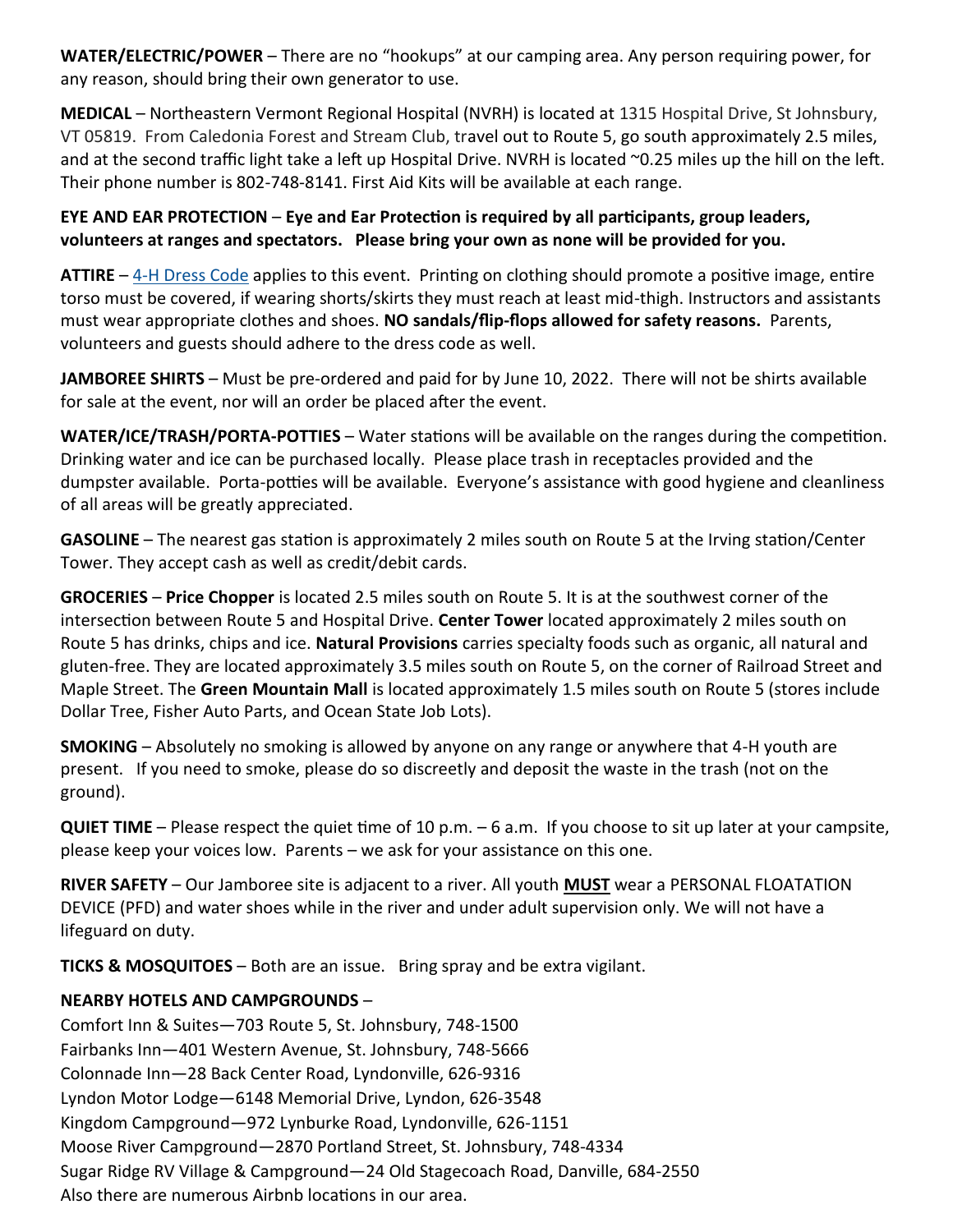**WATER/ELECTRIC/POWER** – There are no "hookups" at our camping area. Any person requiring power, for any reason, should bring their own generator to use.

**MEDICAL** – Northeastern Vermont Regional Hospital (NVRH) is located at 1315 Hospital Drive, St Johnsbury, VT 05819. From Caledonia Forest and Stream Club, travel out to Route 5, go south approximately 2.5 miles, and at the second traffic light take a left up Hospital Drive. NVRH is located ~0.25 miles up the hill on the left. Their phone number is 802-748-8141. First Aid Kits will be available at each range.

**EYE AND EAR PROTECTION** – **Eye and Ear Protection is required by all participants, group leaders, volunteers at ranges and spectators. Please bring your own as none will be provided for you.**

**ATTIRE** – 4-H Dress Code applies to this event. Printing on clothing should promote a positive image, entire torso must be covered, if wearing shorts/skirts they must reach at least mid-thigh. Instructors and assistants must wear appropriate clothes and shoes. **NO sandals/flip-flops allowed for safety reasons.** Parents, volunteers and guests should adhere to the dress code as well.

**JAMBOREE SHIRTS** – Must be pre-ordered and paid for by June 10, 2022. There will not be shirts available for sale at the event, nor will an order be placed after the event.

**WATER/ICE/TRASH/PORTA-POTTIES** – Water stations will be available on the ranges during the competition. Drinking water and ice can be purchased locally. Please place trash in receptacles provided and the dumpster available. Porta-potties will be available. Everyone's assistance with good hygiene and cleanliness of all areas will be greatly appreciated.

**GASOLINE** – The nearest gas station is approximately 2 miles south on Route 5 at the Irving station/Center Tower. They accept cash as well as credit/debit cards.

**GROCERIES** – **Price Chopper** is located 2.5 miles south on Route 5. It is at the southwest corner of the intersection between Route 5 and Hospital Drive. **Center Tower** located approximately 2 miles south on Route 5 has drinks, chips and ice. **Natural Provisions** carries specialty foods such as organic, all natural and gluten-free. They are located approximately 3.5 miles south on Route 5, on the corner of Railroad Street and Maple Street. The **Green Mountain Mall** is located approximately 1.5 miles south on Route 5 (stores include Dollar Tree, Fisher Auto Parts, and Ocean State Job Lots).

**SMOKING** – Absolutely no smoking is allowed by anyone on any range or anywhere that 4-H youth are present. If you need to smoke, please do so discreetly and deposit the waste in the trash (not on the ground).

**QUIET TIME** – Please respect the quiet time of 10 p.m. – 6 a.m. If you choose to sit up later at your campsite, please keep your voices low. Parents – we ask for your assistance on this one.

**RIVER SAFETY** – Our Jamboree site is adjacent to a river. All youth **MUST** wear a PERSONAL FLOATATION DEVICE (PFD) and water shoes while in the river and under adult supervision only. We will not have a lifeguard on duty.

**TICKS & MOSQUITOES** – Both are an issue. Bring spray and be extra vigilant.

**NEARBY HOTELS AND CAMPGROUNDS** –

Comfort Inn & Suites—703 Route 5, St. Johnsbury, 748-1500
Fairbanks Inn—401 Western Avenue, St. Johnsbury, 748-5666
Colonnade Inn—28 Back Center Road, Lyndonville, 626-9316
Lyndon Motor Lodge—6148 Memorial Drive, Lyndon, 626-3548
Kingdom Campground—972 Lynburke Road, Lyndonville, 626-1151
Moose River Campground—2870 Portland Street, St. Johnsbury, 748-4334
Sugar Ridge RV Village & Campground—24 Old Stagecoach Road, Danville, 684-2550
Also there are numerous Airbnb locations in our area.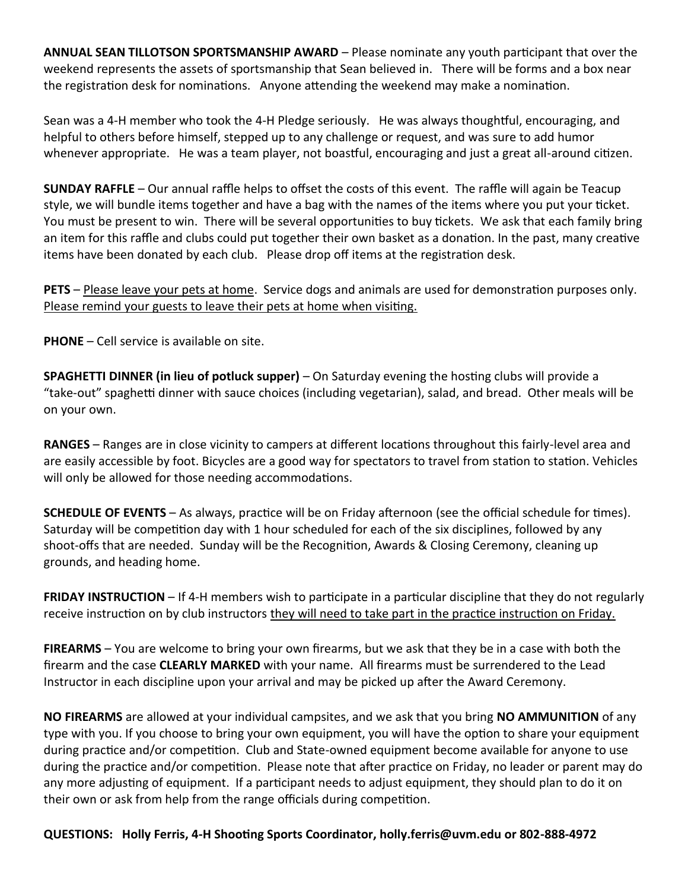**ANNUAL SEAN TILLOTSON SPORTSMANSHIP AWARD** – Please nominate any youth participant that over the weekend represents the assets of sportsmanship that Sean believed in. There will be forms and a box near the registration desk for nominations. Anyone attending the weekend may make a nomination.

Sean was a 4-H member who took the 4-H Pledge seriously. He was always thoughtful, encouraging, and helpful to others before himself, stepped up to any challenge or request, and was sure to add humor whenever appropriate. He was a team player, not boastful, encouraging and just a great all-around citizen.

**SUNDAY RAFFLE** – Our annual raffle helps to offset the costs of this event. The raffle will again be Teacup style, we will bundle items together and have a bag with the names of the items where you put your ticket. You must be present to win. There will be several opportunities to buy tickets. We ask that each family bring an item for this raffle and clubs could put together their own basket as a donation. In the past, many creative items have been donated by each club. Please drop off items at the registration desk.

**PETS** – Please leave your pets at home. Service dogs and animals are used for demonstration purposes only. Please remind your guests to leave their pets at home when visiting.

**PHONE** – Cell service is available on site.

**SPAGHETTI DINNER (in lieu of potluck supper)** – On Saturday evening the hosting clubs will provide a "take-out" spaghetti dinner with sauce choices (including vegetarian), salad, and bread. Other meals will be on your own.

**RANGES** – Ranges are in close vicinity to campers at different locations throughout this fairly-level area and are easily accessible by foot. Bicycles are a good way for spectators to travel from station to station. Vehicles will only be allowed for those needing accommodations.

**SCHEDULE OF EVENTS** – As always, practice will be on Friday afternoon (see the official schedule for times). Saturday will be competition day with 1 hour scheduled for each of the six disciplines, followed by any shoot-offs that are needed. Sunday will be the Recognition, Awards & Closing Ceremony, cleaning up grounds, and heading home.

**FRIDAY INSTRUCTION** – If 4-H members wish to participate in a particular discipline that they do not regularly receive instruction on by club instructors they will need to take part in the practice instruction on Friday.

**FIREARMS** – You are welcome to bring your own firearms, but we ask that they be in a case with both the firearm and the case **CLEARLY MARKED** with your name. All firearms must be surrendered to the Lead Instructor in each discipline upon your arrival and may be picked up after the Award Ceremony.

**NO FIREARMS** are allowed at your individual campsites, and we ask that you bring **NO AMMUNITION** of any type with you. If you choose to bring your own equipment, you will have the option to share your equipment during practice and/or competition. Club and State-owned equipment become available for anyone to use during the practice and/or competition. Please note that after practice on Friday, no leader or parent may do any more adjusting of equipment. If a participant needs to adjust equipment, they should plan to do it on their own or ask from help from the range officials during competition.

**QUESTIONS: Holly Ferris, 4-H Shooting Sports Coordinator, holly.ferris@uvm.edu or 802-888-4972**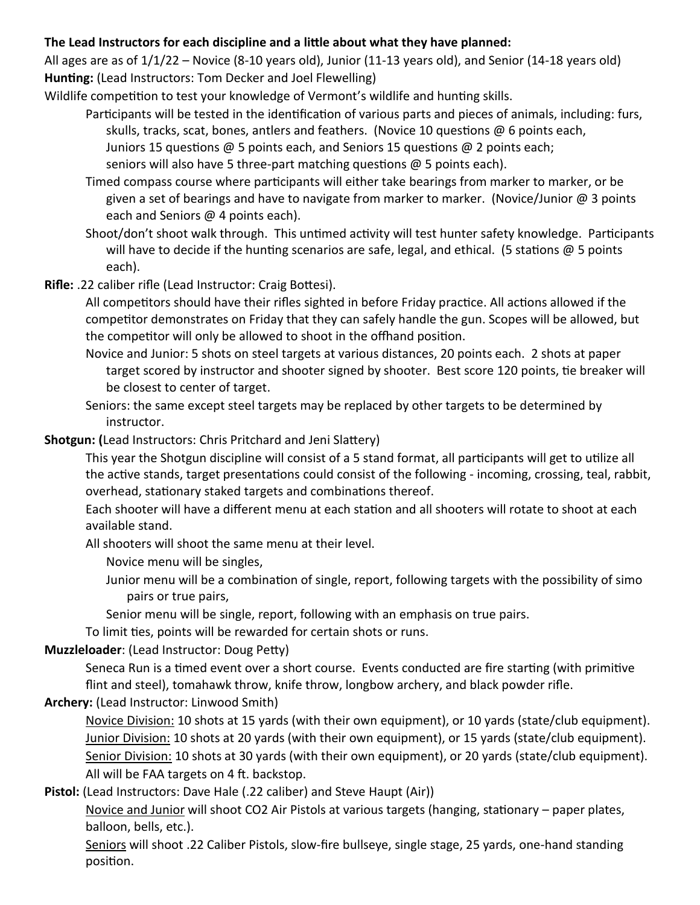**The Lead Instructors for each discipline and a little about what they have planned:**

All ages are as of 1/1/22 – Novice (8-10 years old), Junior (11-13 years old), and Senior (14-18 years old)

**Hunting:** (Lead Instructors: Tom Decker and Joel Flewelling)

Wildlife competition to test your knowledge of Vermont's wildlife and hunting skills.

- Participants will be tested in the identification of various parts and pieces of animals, including: furs, skulls, tracks, scat, bones, antlers and feathers. (Novice 10 questions @ 6 points each, Juniors 15 questions @ 5 points each, and Seniors 15 questions @ 2 points each; seniors will also have 5 three-part matching questions @ 5 points each).
- Timed compass course where participants will either take bearings from marker to marker, or be given a set of bearings and have to navigate from marker to marker. (Novice/Junior @ 3 points each and Seniors @ 4 points each).
- Shoot/don't shoot walk through. This untimed activity will test hunter safety knowledge. Participants will have to decide if the hunting scenarios are safe, legal, and ethical. (5 stations @ 5 points each).

**Rifle:** .22 caliber rifle (Lead Instructor: Craig Bottesi).

All competitors should have their rifles sighted in before Friday practice. All actions allowed if the competitor demonstrates on Friday that they can safely handle the gun. Scopes will be allowed, but the competitor will only be allowed to shoot in the offhand position.

Novice and Junior: 5 shots on steel targets at various distances, 20 points each. 2 shots at paper target scored by instructor and shooter signed by shooter. Best score 120 points, tie breaker will be closest to center of target.

Seniors: the same except steel targets may be replaced by other targets to be determined by instructor.

**Shotgun: (**Lead Instructors: Chris Pritchard and Jeni Slattery)

This year the Shotgun discipline will consist of a 5 stand format, all participants will get to utilize all the active stands, target presentations could consist of the following - incoming, crossing, teal, rabbit, overhead, stationary staked targets and combinations thereof.

Each shooter will have a different menu at each station and all shooters will rotate to shoot at each available stand.

All shooters will shoot the same menu at their level.

- Novice menu will be singles,
- Junior menu will be a combination of single, report, following targets with the possibility of simo pairs or true pairs,
- Senior menu will be single, report, following with an emphasis on true pairs.

To limit ties, points will be rewarded for certain shots or runs.

**Muzzleloader**: (Lead Instructor: Doug Petty)

Seneca Run is a timed event over a short course. Events conducted are fire starting (with primitive flint and steel), tomahawk throw, knife throw, longbow archery, and black powder rifle.

**Archery:** (Lead Instructor: Linwood Smith)

Novice Division: 10 shots at 15 yards (with their own equipment), or 10 yards (state/club equipment).
Junior Division: 10 shots at 20 yards (with their own equipment), or 15 yards (state/club equipment).
Senior Division: 10 shots at 30 yards (with their own equipment), or 20 yards (state/club equipment).
All will be FAA targets on 4 ft. backstop.

**Pistol:** (Lead Instructors: Dave Hale (.22 caliber) and Steve Haupt (Air))

Novice and Junior will shoot CO2 Air Pistols at various targets (hanging, stationary – paper plates, balloon, bells, etc.).

Seniors will shoot .22 Caliber Pistols, slow-fire bullseye, single stage, 25 yards, one-hand standing position.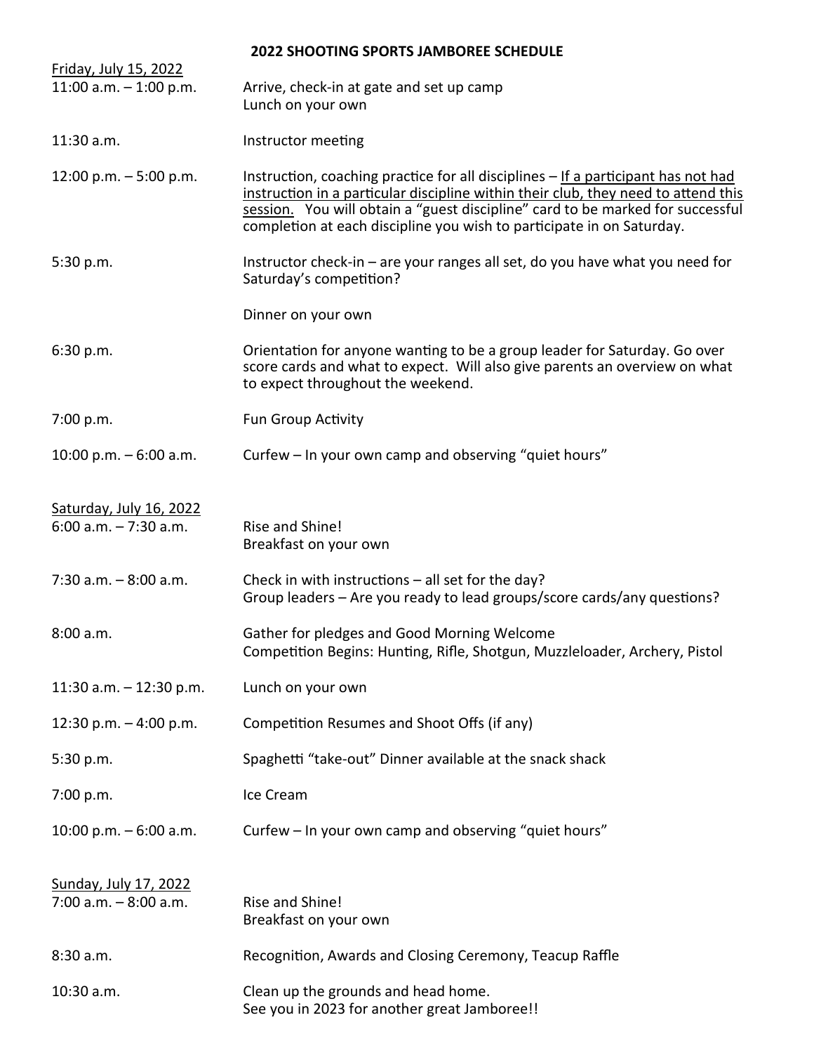## 2022 SHOOTING SPORTS JAMBOREE SCHEDULE

<u>Friday, July 15, 2022</u>

| | |
|---|---|
| 11:00 a.m. – 1:00 p.m. | Arrive, check-in at gate and set up camp<br>Lunch on your own |
| 11:30 a.m. | Instructor meeting |
| 12:00 p.m. – 5:00 p.m. | Instruction, coaching practice for all disciplines – <u>If a participant has not had instruction in a particular discipline within their club, they need to attend this session.</u> You will obtain a "guest discipline" card to be marked for successful completion at each discipline you wish to participate in on Saturday. |
| 5:30 p.m. | Instructor check-in – are your ranges all set, do you have what you need for Saturday's competition?<br><br>Dinner on your own |
| 6:30 p.m. | Orientation for anyone wanting to be a group leader for Saturday. Go over score cards and what to expect. Will also give parents an overview on what to expect throughout the weekend. |
| 7:00 p.m. | Fun Group Activity |
| 10:00 p.m. – 6:00 a.m. | Curfew – In your own camp and observing "quiet hours" |

<u>Saturday, July 16, 2022</u>

| | |
|---|---|
| 6:00 a.m. – 7:30 a.m. | Rise and Shine!<br>Breakfast on your own |
| 7:30 a.m. – 8:00 a.m. | Check in with instructions – all set for the day?<br>Group leaders – Are you ready to lead groups/score cards/any questions? |
| 8:00 a.m. | Gather for pledges and Good Morning Welcome<br>Competition Begins: Hunting, Rifle, Shotgun, Muzzleloader, Archery, Pistol |
| 11:30 a.m. – 12:30 p.m. | Lunch on your own |
| 12:30 p.m. – 4:00 p.m. | Competition Resumes and Shoot Offs (if any) |
| 5:30 p.m. | Spaghetti "take-out" Dinner available at the snack shack |
| 7:00 p.m. | Ice Cream |
| 10:00 p.m. – 6:00 a.m. | Curfew – In your own camp and observing "quiet hours" |

<u>Sunday, July 17, 2022</u>

| | |
|---|---|
| 7:00 a.m. – 8:00 a.m. | Rise and Shine!<br>Breakfast on your own |
| 8:30 a.m. | Recognition, Awards and Closing Ceremony, Teacup Raffle |
| 10:30 a.m. | Clean up the grounds and head home.<br>See you in 2023 for another great Jamboree!! |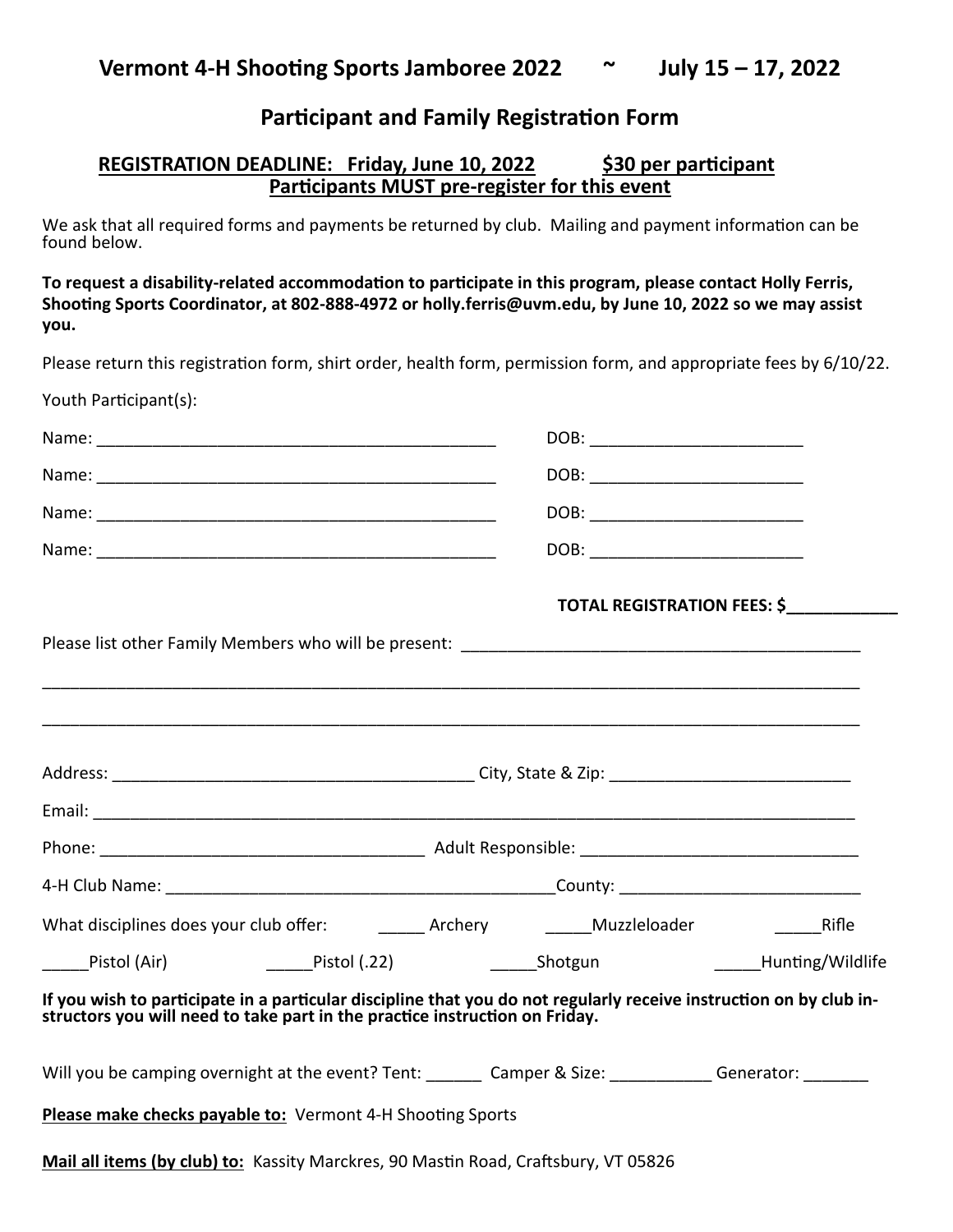# Vermont 4-H Shooting Sports Jamboree 2022 ~ July 15 – 17, 2022

## Participant and Family Registration Form

**REGISTRATION DEADLINE: Friday, June 10, 2022** **$30 per participant**
**Participants MUST pre-register for this event**

We ask that all required forms and payments be returned by club. Mailing and payment information can be found below.

**To request a disability-related accommodation to participate in this program, please contact Holly Ferris, Shooting Sports Coordinator, at 802-888-4972 or holly.ferris@uvm.edu, by June 10, 2022 so we may assist you.**

Please return this registration form, shirt order, health form, permission form, and appropriate fees by 6/10/22.

Youth Participant(s):

Name: ___________________________________________ DOB: _______________________

Name: ___________________________________________ DOB: _______________________

Name: ___________________________________________ DOB: _______________________

Name: ___________________________________________ DOB: _______________________

**TOTAL REGISTRATION FEES: $____________**

Please list other Family Members who will be present: ___________________________________________

_____________________________________________________________________________________

_____________________________________________________________________________________

Address: _______________________________________ City, State & Zip: __________________________

Email: ________________________________________________________________________________

Phone: ___________________________________ Adult Responsible: ______________________________

4-H Club Name: __________________________________________County: _________________________

What disciplines does your club offer: _____ Archery _____Muzzleloader _____Rifle

_____Pistol (Air) _____Pistol (.22) _____Shotgun _____Hunting/Wildlife

**If you wish to participate in a particular discipline that you do not regularly receive instruction on by club instructors you will need to take part in the practice instruction on Friday.**

Will you be camping overnight at the event? Tent: ______ Camper & Size: ___________ Generator: _______

**Please make checks payable to:** Vermont 4-H Shooting Sports

**Mail all items (by club) to:** Kassity Marckres, 90 Mastin Road, Craftsbury, VT 05826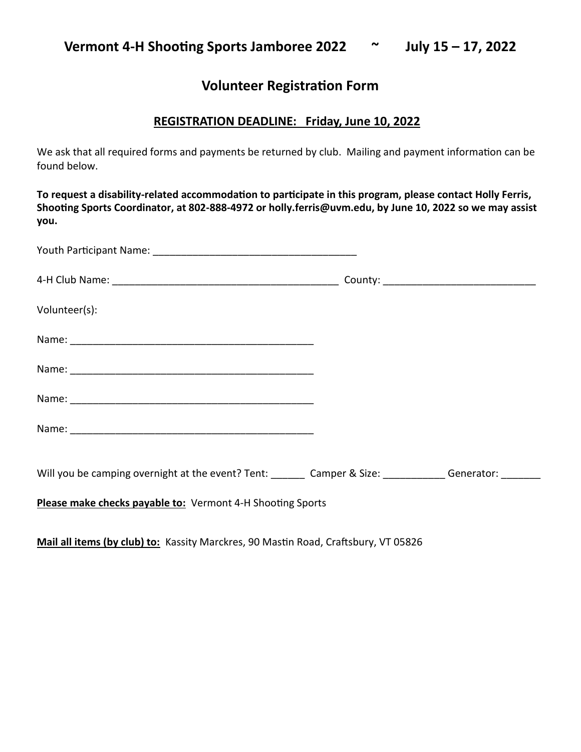# Vermont 4-H Shooting Sports Jamboree 2022 ~ July 15 – 17, 2022

## Volunteer Registration Form

**REGISTRATION DEADLINE: Friday, June 10, 2022**

We ask that all required forms and payments be returned by club. Mailing and payment information can be found below.

**To request a disability-related accommodation to participate in this program, please contact Holly Ferris, Shooting Sports Coordinator, at 802-888-4972 or holly.ferris@uvm.edu, by June 10, 2022 so we may assist you.**

Youth Participant Name: ____________________________________

4-H Club Name: ________________________________________ County: ___________________________

Volunteer(s):

Name: ____________________________________________

Name: ____________________________________________

Name: ____________________________________________

Name: ____________________________________________

Will you be camping overnight at the event? Tent: ______ Camper & Size: ___________ Generator: _______

**Please make checks payable to:** Vermont 4-H Shooting Sports

**Mail all items (by club) to:** Kassity Marckres, 90 Mastin Road, Craftsbury, VT 05826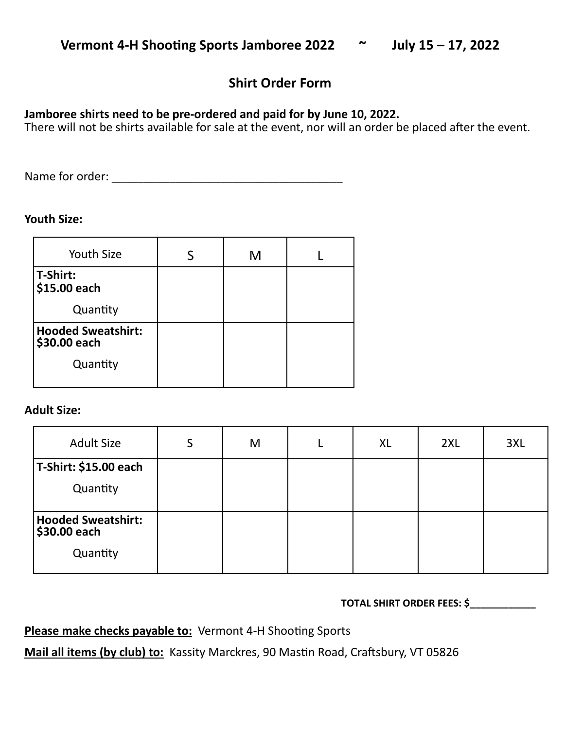## Vermont 4-H Shooting Sports Jamboree 2022 ~ July 15 – 17, 2022

### Shirt Order Form

**Jamboree shirts need to be pre-ordered and paid for by June 10, 2022.**
There will not be shirts available for sale at the event, nor will an order be placed after the event.

Name for order: ______________________________________

**Youth Size:**

| Youth Size | S | M | L |
|---|---|---|---|
| **T-Shirt: $15.00 each** Quantity | | | |
| **Hooded Sweatshirt: $30.00 each** Quantity | | | |

**Adult Size:**

| Adult Size | S | M | L | XL | 2XL | 3XL |
|---|---|---|---|---|---|---|
| **T-Shirt: $15.00 each** Quantity | | | | | | |
| **Hooded Sweatshirt: $30.00 each** Quantity | | | | | | |

**TOTAL SHIRT ORDER FEES: $____________**

**Please make checks payable to:** Vermont 4-H Shooting Sports

**Mail all items (by club) to:** Kassity Marckres, 90 Mastin Road, Craftsbury, VT 05826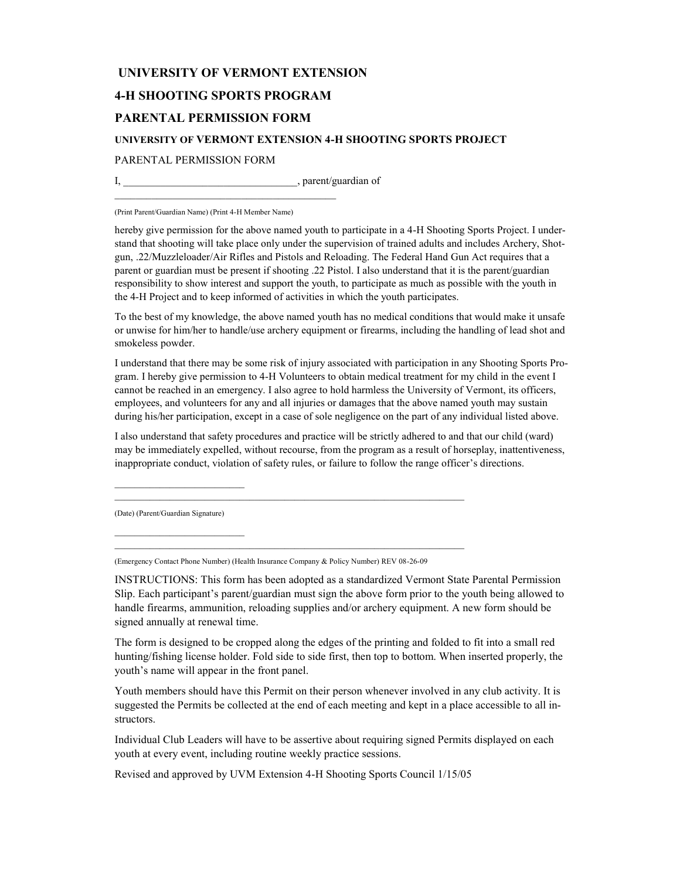## UNIVERSITY OF VERMONT EXTENSION

## 4-H SHOOTING SPORTS PROGRAM

## PARENTAL PERMISSION FORM

#### UNIVERSITY OF VERMONT EXTENSION 4-H SHOOTING SPORTS PROJECT

PARENTAL PERMISSION FORM

I, ________________________________, parent/guardian of

_________________________________________

(Print Parent/Guardian Name) (Print 4-H Member Name)

hereby give permission for the above named youth to participate in a 4-H Shooting Sports Project. I understand that shooting will take place only under the supervision of trained adults and includes Archery, Shotgun, .22/Muzzleloader/Air Rifles and Pistols and Reloading. The Federal Hand Gun Act requires that a parent or guardian must be present if shooting .22 Pistol. I also understand that it is the parent/guardian responsibility to show interest and support the youth, to participate as much as possible with the youth in the 4-H Project and to keep informed of activities in which the youth participates.

To the best of my knowledge, the above named youth has no medical conditions that would make it unsafe or unwise for him/her to handle/use archery equipment or firearms, including the handling of lead shot and smokeless powder.

I understand that there may be some risk of injury associated with participation in any Shooting Sports Program. I hereby give permission to 4-H Volunteers to obtain medical treatment for my child in the event I cannot be reached in an emergency. I also agree to hold harmless the University of Vermont, its officers, employees, and volunteers for any and all injuries or damages that the above named youth may sustain during his/her participation, except in a case of sole negligence on the part of any individual listed above.

I also understand that safety procedures and practice will be strictly adhered to and that our child (ward) may be immediately expelled, without recourse, from the program as a result of horseplay, inattentiveness, inappropriate conduct, violation of safety rules, or failure to follow the range officer's directions.

_________________________
_______________________________________________________________________

(Date) (Parent/Guardian Signature)

_________________________
_______________________________________________________________________

(Emergency Contact Phone Number) (Health Insurance Company & Policy Number) REV 08-26-09

INSTRUCTIONS: This form has been adopted as a standardized Vermont State Parental Permission Slip. Each participant's parent/guardian must sign the above form prior to the youth being allowed to handle firearms, ammunition, reloading supplies and/or archery equipment. A new form should be signed annually at renewal time.

The form is designed to be cropped along the edges of the printing and folded to fit into a small red hunting/fishing license holder. Fold side to side first, then top to bottom. When inserted properly, the youth's name will appear in the front panel.

Youth members should have this Permit on their person whenever involved in any club activity. It is suggested the Permits be collected at the end of each meeting and kept in a place accessible to all instructors.

Individual Club Leaders will have to be assertive about requiring signed Permits displayed on each youth at every event, including routine weekly practice sessions.

Revised and approved by UVM Extension 4-H Shooting Sports Council 1/15/05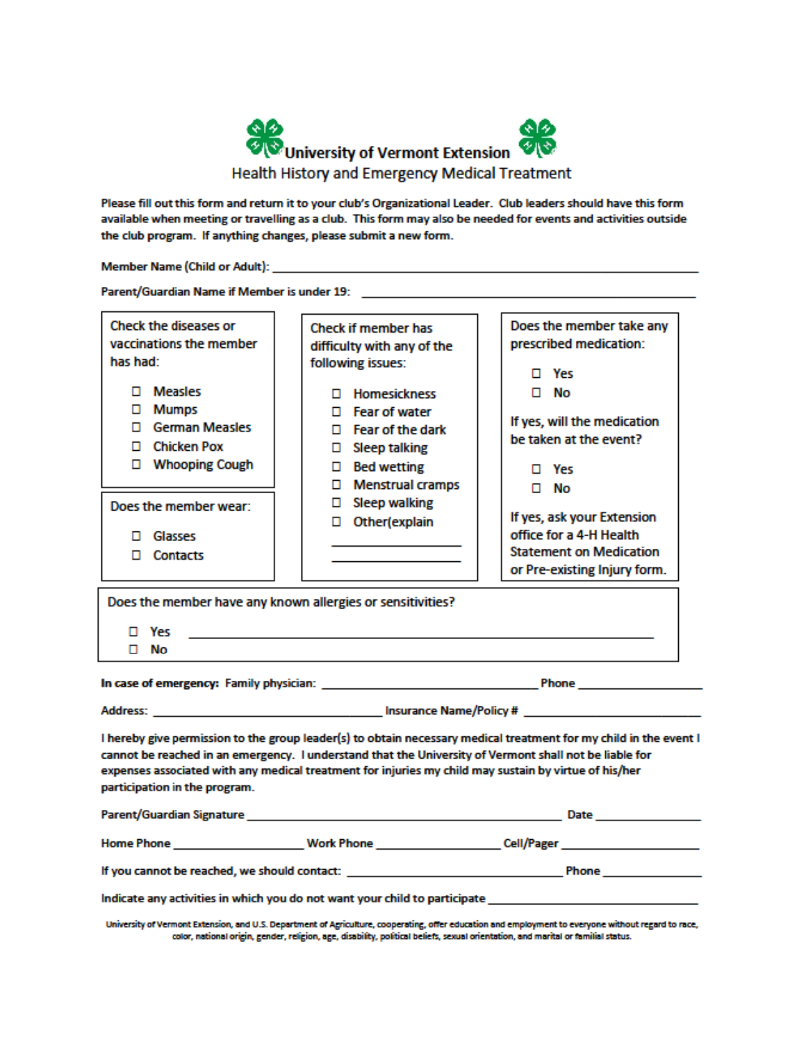# University of Vermont Extension

## Health History and Emergency Medical Treatment

**Please fill out this form and return it to your club's Organizational Leader. Club leaders should have this form available when meeting or travelling as a club. This form may also be needed for events and activities outside the club program. If anything changes, please submit a new form.**

**Member Name (Child or Adult):** ______________________________________________

**Parent/Guardian Name if Member is under 19:** ______________________________________

Check the diseases or vaccinations the member has had:

- ☐ Measles
- ☐ Mumps
- ☐ German Measles
- ☐ Chicken Pox
- ☐ Whooping Cough

Does the member wear:

- ☐ Glasses
- ☐ Contacts

Check if member has difficulty with any of the following issues:

- ☐ Homesickness
- ☐ Fear of water
- ☐ Fear of the dark
- ☐ Sleep talking
- ☐ Bed wetting
- ☐ Menstrual cramps
- ☐ Sleep walking
- ☐ Other(explain

__________________

__________________

Does the member take any prescribed medication:

- ☐ Yes
- ☐ No

If yes, will the medication be taken at the event?

- ☐ Yes
- ☐ No

If yes, ask your Extension office for a 4-H Health Statement on Medication or Pre-existing Injury form.

Does the member have any known allergies or sensitivities?

- ☐ Yes ______________________________________________
- ☐ No

**In case of emergency: Family physician:** ______________________ **Phone** ____________

**Address:** ______________________ **Insurance Name/Policy #** ______________________

**I hereby give permission to the group leader(s) to obtain necessary medical treatment for my child in the event I cannot be reached in an emergency. I understand that the University of Vermont shall not be liable for expenses associated with any medical treatment for injuries my child may sustain by virtue of his/her participation in the program.**

**Parent/Guardian Signature** ______________________________________ **Date** ____________

**Home Phone** ______________ **Work Phone** ______________ **Cell/Pager** ______________

**If you cannot be reached, we should contact:** ______________________ **Phone** ____________

**Indicate any activities in which you do not want your child to participate** ______________________

University of Vermont Extension, and U.S. Department of Agriculture, cooperating, offer education and employment to everyone without regard to race, color, national origin, gender, religion, age, disability, political beliefs, sexual orientation, and marital or familial status.